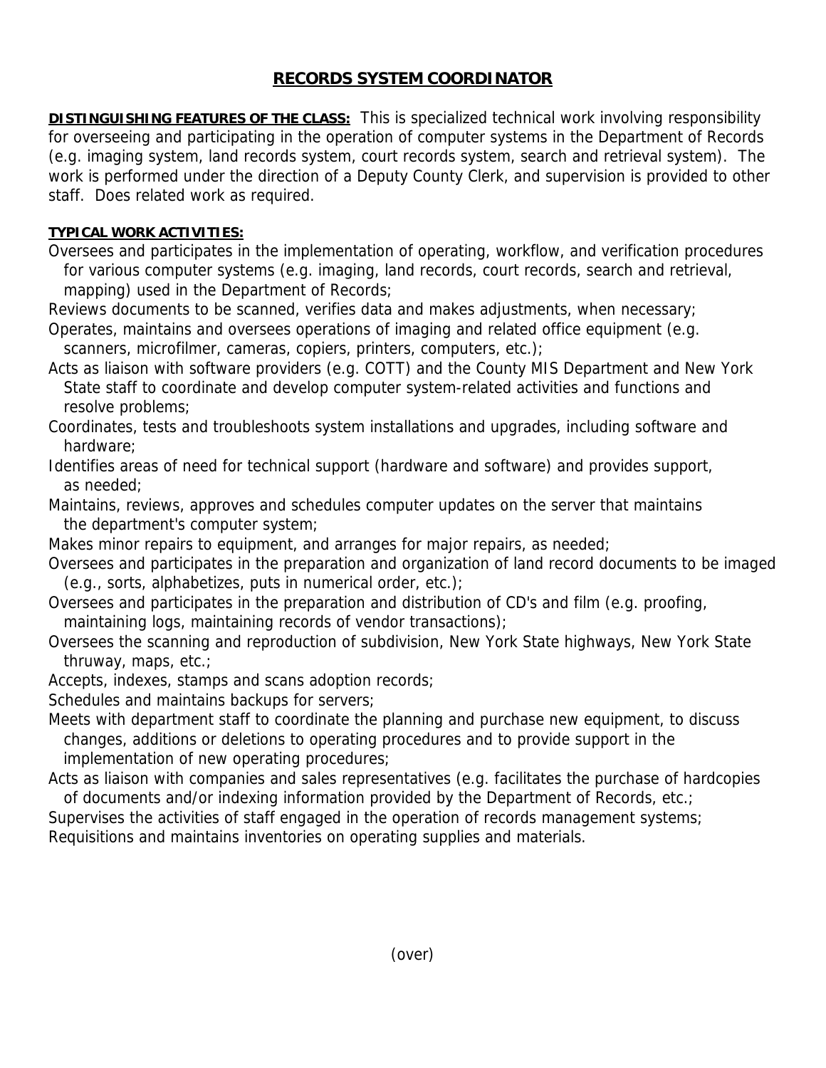# RECORDS SYSTEM COORDINATOR

**DISTINGUISHING FEATURES OF THE CLASS:** This is specialized technical work involving responsibility for overseeing and participating in the operation of computer systems in the Department of Records (e.g. imaging system, land records system, court records system, search and retrieval system). The work is performed under the direction of a Deputy County Clerk, and supervision is provided to other staff. Does related work as required.

**TYPICAL WORK ACTIVITIES:**

Oversees and participates in the implementation of operating, workflow, and verification procedures for various computer systems (e.g. imaging, land records, court records, search and retrieval, mapping) used in the Department of Records;

Reviews documents to be scanned, verifies data and makes adjustments, when necessary;

Operates, maintains and oversees operations of imaging and related office equipment (e.g. scanners, microfilmer, cameras, copiers, printers, computers, etc.);

Acts as liaison with software providers (e.g. COTT) and the County MIS Department and New York State staff to coordinate and develop computer system-related activities and functions and resolve problems;

Coordinates, tests and troubleshoots system installations and upgrades, including software and hardware;

Identifies areas of need for technical support (hardware and software) and provides support, as needed;

Maintains, reviews, approves and schedules computer updates on the server that maintains the department's computer system;

Makes minor repairs to equipment, and arranges for major repairs, as needed;

Oversees and participates in the preparation and organization of land record documents to be imaged (e.g., sorts, alphabetizes, puts in numerical order, etc.);

Oversees and participates in the preparation and distribution of CD's and film (e.g. proofing, maintaining logs, maintaining records of vendor transactions);

Oversees the scanning and reproduction of subdivision, New York State highways, New York State thruway, maps, etc.;

Accepts, indexes, stamps and scans adoption records;

Schedules and maintains backups for servers;

Meets with department staff to coordinate the planning and purchase new equipment, to discuss changes, additions or deletions to operating procedures and to provide support in the implementation of new operating procedures;

Acts as liaison with companies and sales representatives (e.g. facilitates the purchase of hardcopies of documents and/or indexing information provided by the Department of Records, etc.;

Supervises the activities of staff engaged in the operation of records management systems;

Requisitions and maintains inventories on operating supplies and materials.

(over)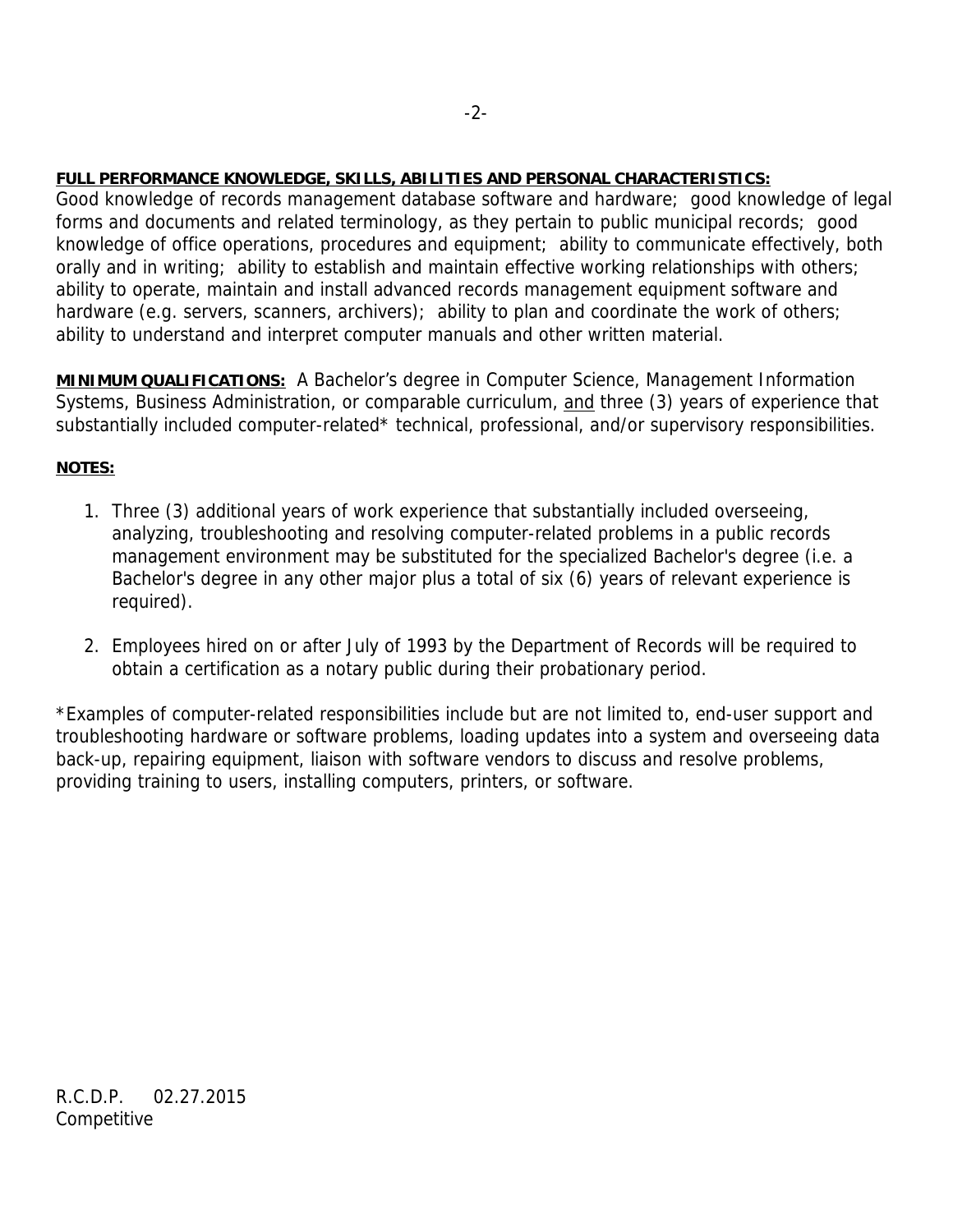**FULL PERFORMANCE KNOWLEDGE, SKILLS, ABILITIES AND PERSONAL CHARACTERISTICS:**
Good knowledge of records management database software and hardware; good knowledge of legal forms and documents and related terminology, as they pertain to public municipal records; good knowledge of office operations, procedures and equipment; ability to communicate effectively, both orally and in writing; ability to establish and maintain effective working relationships with others; ability to operate, maintain and install advanced records management equipment software and hardware (e.g. servers, scanners, archivers); ability to plan and coordinate the work of others; ability to understand and interpret computer manuals and other written material.

**MINIMUM QUALIFICATIONS:** A Bachelor's degree in Computer Science, Management Information Systems, Business Administration, or comparable curriculum, and three (3) years of experience that substantially included computer-related* technical, professional, and/or supervisory responsibilities.

**NOTES:**

1. Three (3) additional years of work experience that substantially included overseeing, analyzing, troubleshooting and resolving computer-related problems in a public records management environment may be substituted for the specialized Bachelor's degree (i.e. a Bachelor's degree in any other major plus a total of six (6) years of relevant experience is required).

2. Employees hired on or after July of 1993 by the Department of Records will be required to obtain a certification as a notary public during their probationary period.

*Examples of computer-related responsibilities include but are not limited to, end-user support and troubleshooting hardware or software problems, loading updates into a system and overseeing data back-up, repairing equipment, liaison with software vendors to discuss and resolve problems, providing training to users, installing computers, printers, or software.

R.C.D.P. 02.27.2015
Competitive